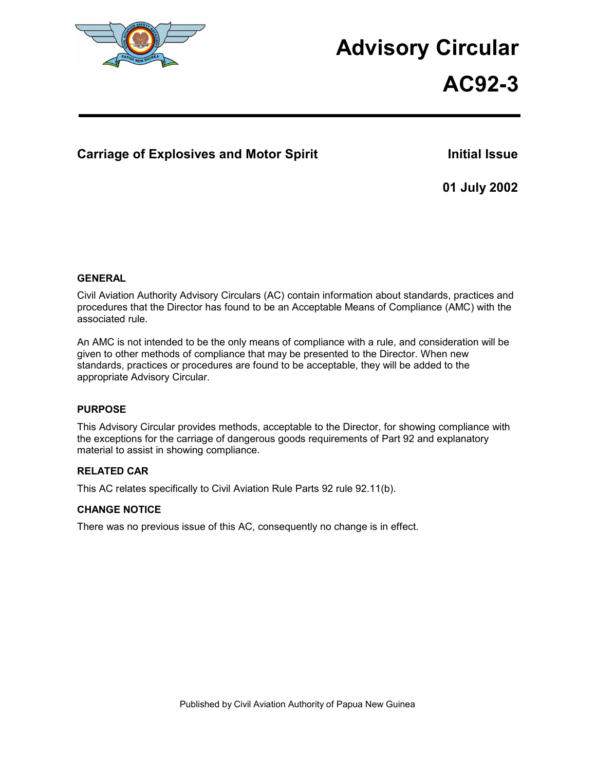# Advisory Circular

# AC92-3

## Carriage of Explosives and Motor Spirit

**Initial Issue**

**01 July 2002**

### GENERAL

Civil Aviation Authority Advisory Circulars (AC) contain information about standards, practices and procedures that the Director has found to be an Acceptable Means of Compliance (AMC) with the associated rule.

An AMC is not intended to be the only means of compliance with a rule, and consideration will be given to other methods of compliance that may be presented to the Director. When new standards, practices or procedures are found to be acceptable, they will be added to the appropriate Advisory Circular.

### PURPOSE

This Advisory Circular provides methods, acceptable to the Director, for showing compliance with the exceptions for the carriage of dangerous goods requirements of Part 92 and explanatory material to assist in showing compliance.

### RELATED CAR

This AC relates specifically to Civil Aviation Rule Parts 92 rule 92.11(b).

### CHANGE NOTICE

There was no previous issue of this AC, consequently no change is in effect.

Published by Civil Aviation Authority of Papua New Guinea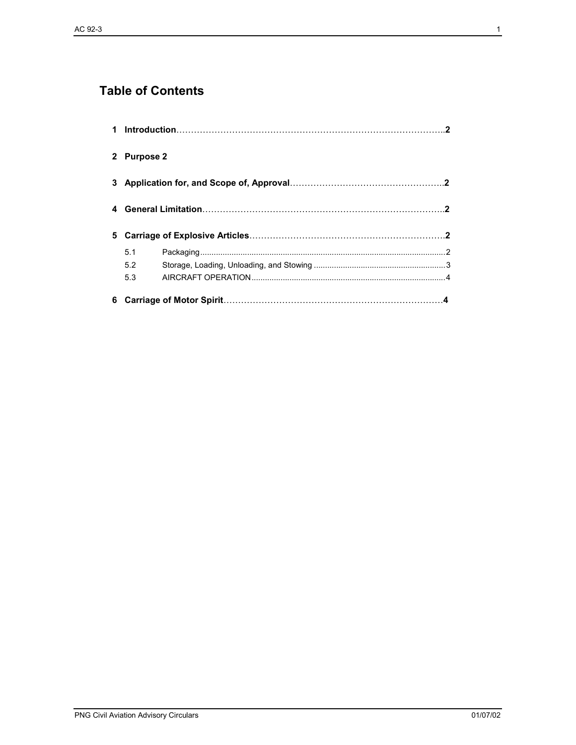## Table of Contents

**1 Introduction**……………………………………………………………………………..**2**

**2 Purpose 2**

**3 Application for, and Scope of, Approval**……………………………………………..**2**

**4 General Limitation**………………………………………………………………………..**2**

**5 Carriage of Explosive Articles**………………………………………………………….**2**

- 5.1 Packaging ........................................................................................................2
- 5.2 Storage, Loading, Unloading, and Stowing ..........................................................3
- 5.3 AIRCRAFT OPERATION .....................................................................................4

**6 Carriage of Motor Spirit**…………………………………………………………………**4**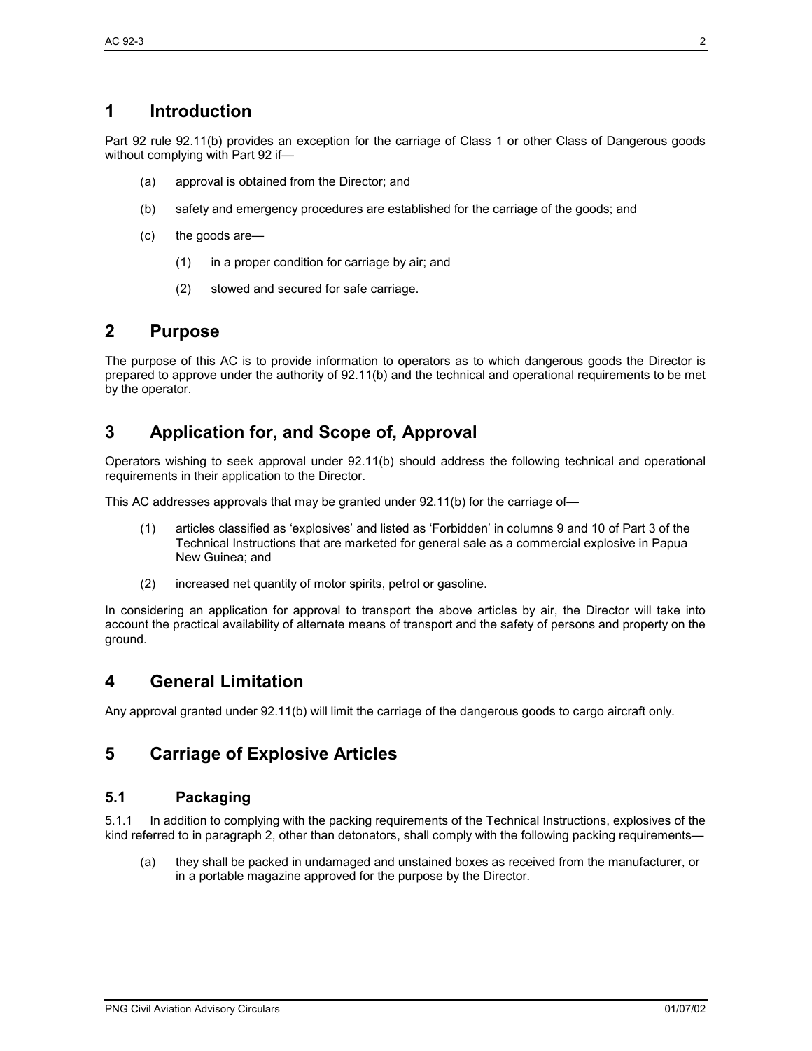# 1 Introduction

Part 92 rule 92.11(b) provides an exception for the carriage of Class 1 or other Class of Dangerous goods without complying with Part 92 if—

(a) approval is obtained from the Director; and

(b) safety and emergency procedures are established for the carriage of the goods; and

(c) the goods are—

  (1) in a proper condition for carriage by air; and

  (2) stowed and secured for safe carriage.

# 2 Purpose

The purpose of this AC is to provide information to operators as to which dangerous goods the Director is prepared to approve under the authority of 92.11(b) and the technical and operational requirements to be met by the operator.

# 3 Application for, and Scope of, Approval

Operators wishing to seek approval under 92.11(b) should address the following technical and operational requirements in their application to the Director.

This AC addresses approvals that may be granted under 92.11(b) for the carriage of—

(1) articles classified as 'explosives' and listed as 'Forbidden' in columns 9 and 10 of Part 3 of the Technical Instructions that are marketed for general sale as a commercial explosive in Papua New Guinea; and

(2) increased net quantity of motor spirits, petrol or gasoline.

In considering an application for approval to transport the above articles by air, the Director will take into account the practical availability of alternate means of transport and the safety of persons and property on the ground.

# 4 General Limitation

Any approval granted under 92.11(b) will limit the carriage of the dangerous goods to cargo aircraft only.

# 5 Carriage of Explosive Articles

## 5.1 Packaging

5.1.1 In addition to complying with the packing requirements of the Technical Instructions, explosives of the kind referred to in paragraph 2, other than detonators, shall comply with the following packing requirements—

(a) they shall be packed in undamaged and unstained boxes as received from the manufacturer, or in a portable magazine approved for the purpose by the Director.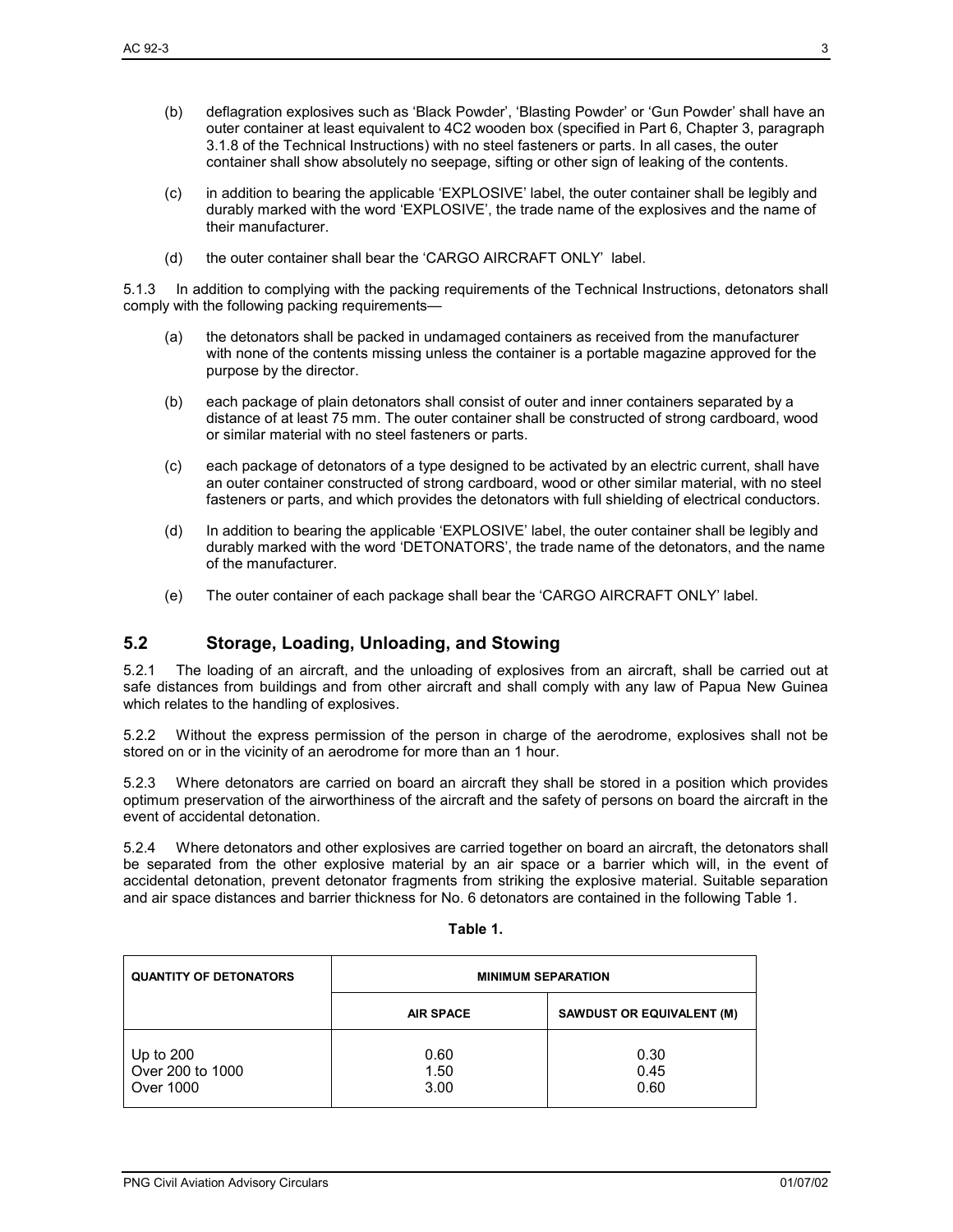(b) deflagration explosives such as 'Black Powder', 'Blasting Powder' or 'Gun Powder' shall have an outer container at least equivalent to 4C2 wooden box (specified in Part 6, Chapter 3, paragraph 3.1.8 of the Technical Instructions) with no steel fasteners or parts. In all cases, the outer container shall show absolutely no seepage, sifting or other sign of leaking of the contents.

(c) in addition to bearing the applicable 'EXPLOSIVE' label, the outer container shall be legibly and durably marked with the word 'EXPLOSIVE', the trade name of the explosives and the name of their manufacturer.

(d) the outer container shall bear the 'CARGO AIRCRAFT ONLY' label.

5.1.3 In addition to complying with the packing requirements of the Technical Instructions, detonators shall comply with the following packing requirements—

(a) the detonators shall be packed in undamaged containers as received from the manufacturer with none of the contents missing unless the container is a portable magazine approved for the purpose by the director.

(b) each package of plain detonators shall consist of outer and inner containers separated by a distance of at least 75 mm. The outer container shall be constructed of strong cardboard, wood or similar material with no steel fasteners or parts.

(c) each package of detonators of a type designed to be activated by an electric current, shall have an outer container constructed of strong cardboard, wood or other similar material, with no steel fasteners or parts, and which provides the detonators with full shielding of electrical conductors.

(d) In addition to bearing the applicable 'EXPLOSIVE' label, the outer container shall be legibly and durably marked with the word 'DETONATORS', the trade name of the detonators, and the name of the manufacturer.

(e) The outer container of each package shall bear the 'CARGO AIRCRAFT ONLY' label.

## 5.2 Storage, Loading, Unloading, and Stowing

5.2.1 The loading of an aircraft, and the unloading of explosives from an aircraft, shall be carried out at safe distances from buildings and from other aircraft and shall comply with any law of Papua New Guinea which relates to the handling of explosives.

5.2.2 Without the express permission of the person in charge of the aerodrome, explosives shall not be stored on or in the vicinity of an aerodrome for more than an 1 hour.

5.2.3 Where detonators are carried on board an aircraft they shall be stored in a position which provides optimum preservation of the airworthiness of the aircraft and the safety of persons on board the aircraft in the event of accidental detonation.

5.2.4 Where detonators and other explosives are carried together on board an aircraft, the detonators shall be separated from the other explosive material by an air space or a barrier which will, in the event of accidental detonation, prevent detonator fragments from striking the explosive material. Suitable separation and air space distances and barrier thickness for No. 6 detonators are contained in the following Table 1.

**Table 1.**

| QUANTITY OF DETONATORS | MINIMUM SEPARATION | |
|---|---|---|
| | AIR SPACE | SAWDUST OR EQUIVALENT (M) |
| Up to 200 | 0.60 | 0.30 |
| Over 200 to 1000 | 1.50 | 0.45 |
| Over 1000 | 3.00 | 0.60 |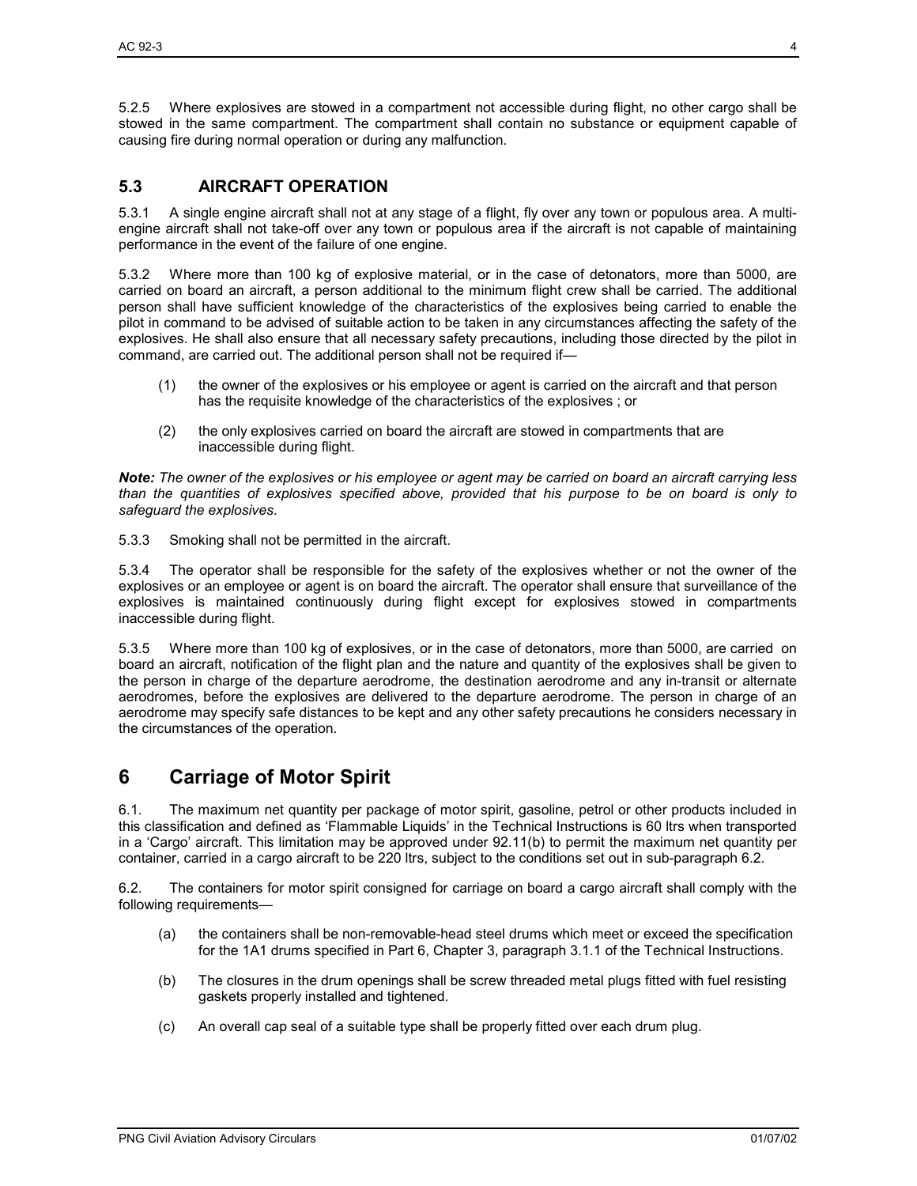5.2.5 Where explosives are stowed in a compartment not accessible during flight, no other cargo shall be stowed in the same compartment. The compartment shall contain no substance or equipment capable of causing fire during normal operation or during any malfunction.

### 5.3 AIRCRAFT OPERATION

5.3.1 A single engine aircraft shall not at any stage of a flight, fly over any town or populous area. A multi-engine aircraft shall not take-off over any town or populous area if the aircraft is not capable of maintaining performance in the event of the failure of one engine.

5.3.2 Where more than 100 kg of explosive material, or in the case of detonators, more than 5000, are carried on board an aircraft, a person additional to the minimum flight crew shall be carried. The additional person shall have sufficient knowledge of the characteristics of the explosives being carried to enable the pilot in command to be advised of suitable action to be taken in any circumstances affecting the safety of the explosives. He shall also ensure that all necessary safety precautions, including those directed by the pilot in command, are carried out. The additional person shall not be required if—

(1) the owner of the explosives or his employee or agent is carried on the aircraft and that person has the requisite knowledge of the characteristics of the explosives ; or

(2) the only explosives carried on board the aircraft are stowed in compartments that are inaccessible during flight.

***Note:*** *The owner of the explosives or his employee or agent may be carried on board an aircraft carrying less than the quantities of explosives specified above, provided that his purpose to be on board is only to safeguard the explosives.*

5.3.3 Smoking shall not be permitted in the aircraft.

5.3.4 The operator shall be responsible for the safety of the explosives whether or not the owner of the explosives or an employee or agent is on board the aircraft. The operator shall ensure that surveillance of the explosives is maintained continuously during flight except for explosives stowed in compartments inaccessible during flight.

5.3.5 Where more than 100 kg of explosives, or in the case of detonators, more than 5000, are carried on board an aircraft, notification of the flight plan and the nature and quantity of the explosives shall be given to the person in charge of the departure aerodrome, the destination aerodrome and any in-transit or alternate aerodromes, before the explosives are delivered to the departure aerodrome. The person in charge of an aerodrome may specify safe distances to be kept and any other safety precautions he considers necessary in the circumstances of the operation.

## 6 Carriage of Motor Spirit

6.1. The maximum net quantity per package of motor spirit, gasoline, petrol or other products included in this classification and defined as 'Flammable Liquids' in the Technical Instructions is 60 ltrs when transported in a 'Cargo' aircraft. This limitation may be approved under 92.11(b) to permit the maximum net quantity per container, carried in a cargo aircraft to be 220 ltrs, subject to the conditions set out in sub-paragraph 6.2.

6.2. The containers for motor spirit consigned for carriage on board a cargo aircraft shall comply with the following requirements—

(a) the containers shall be non-removable-head steel drums which meet or exceed the specification for the 1A1 drums specified in Part 6, Chapter 3, paragraph 3.1.1 of the Technical Instructions.

(b) The closures in the drum openings shall be screw threaded metal plugs fitted with fuel resisting gaskets properly installed and tightened.

(c) An overall cap seal of a suitable type shall be properly fitted over each drum plug.